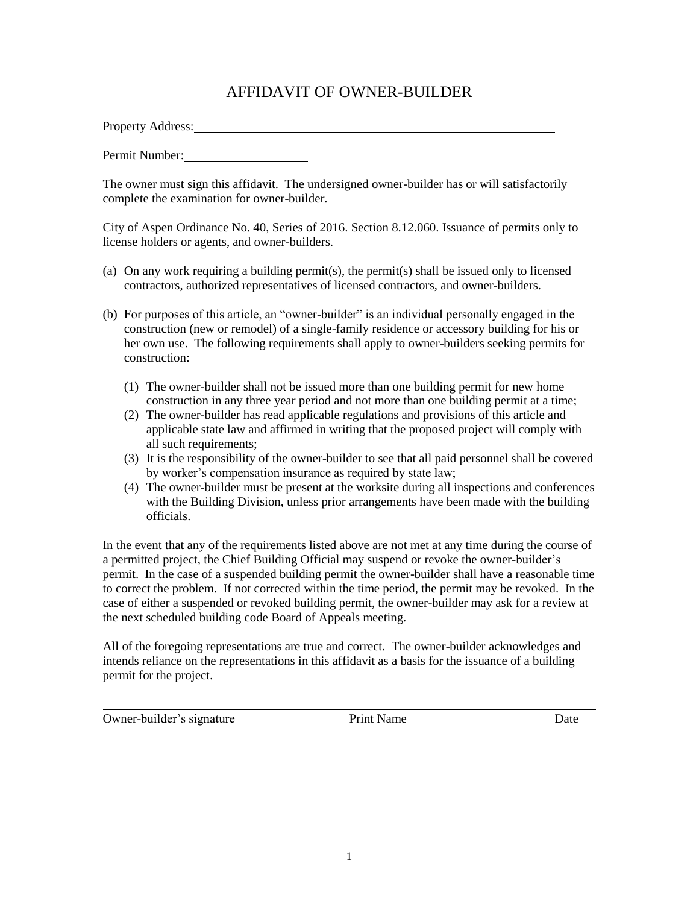# AFFIDAVIT OF OWNER-BUILDER

Property Address: ____________________________________________________________

Permit Number: ____________________

The owner must sign this affidavit. The undersigned owner-builder has or will satisfactorily complete the examination for owner-builder.

City of Aspen Ordinance No. 40, Series of 2016. Section 8.12.060. Issuance of permits only to license holders or agents, and owner-builders.

(a) On any work requiring a building permit(s), the permit(s) shall be issued only to licensed contractors, authorized representatives of licensed contractors, and owner-builders.

(b) For purposes of this article, an "owner-builder" is an individual personally engaged in the construction (new or remodel) of a single-family residence or accessory building for his or her own use. The following requirements shall apply to owner-builders seeking permits for construction:

   (1) The owner-builder shall not be issued more than one building permit for new home construction in any three year period and not more than one building permit at a time;
   (2) The owner-builder has read applicable regulations and provisions of this article and applicable state law and affirmed in writing that the proposed project will comply with all such requirements;
   (3) It is the responsibility of the owner-builder to see that all paid personnel shall be covered by worker's compensation insurance as required by state law;
   (4) The owner-builder must be present at the worksite during all inspections and conferences with the Building Division, unless prior arrangements have been made with the building officials.

In the event that any of the requirements listed above are not met at any time during the course of a permitted project, the Chief Building Official may suspend or revoke the owner-builder's permit. In the case of a suspended building permit the owner-builder shall have a reasonable time to correct the problem. If not corrected within the time period, the permit may be revoked. In the case of either a suspended or revoked building permit, the owner-builder may ask for a review at the next scheduled building code Board of Appeals meeting.

All of the foregoing representations are true and correct. The owner-builder acknowledges and intends reliance on the representations in this affidavit as a basis for the issuance of a building permit for the project.

______________________________________________________________________________

Owner-builder's signature          Print Name          Date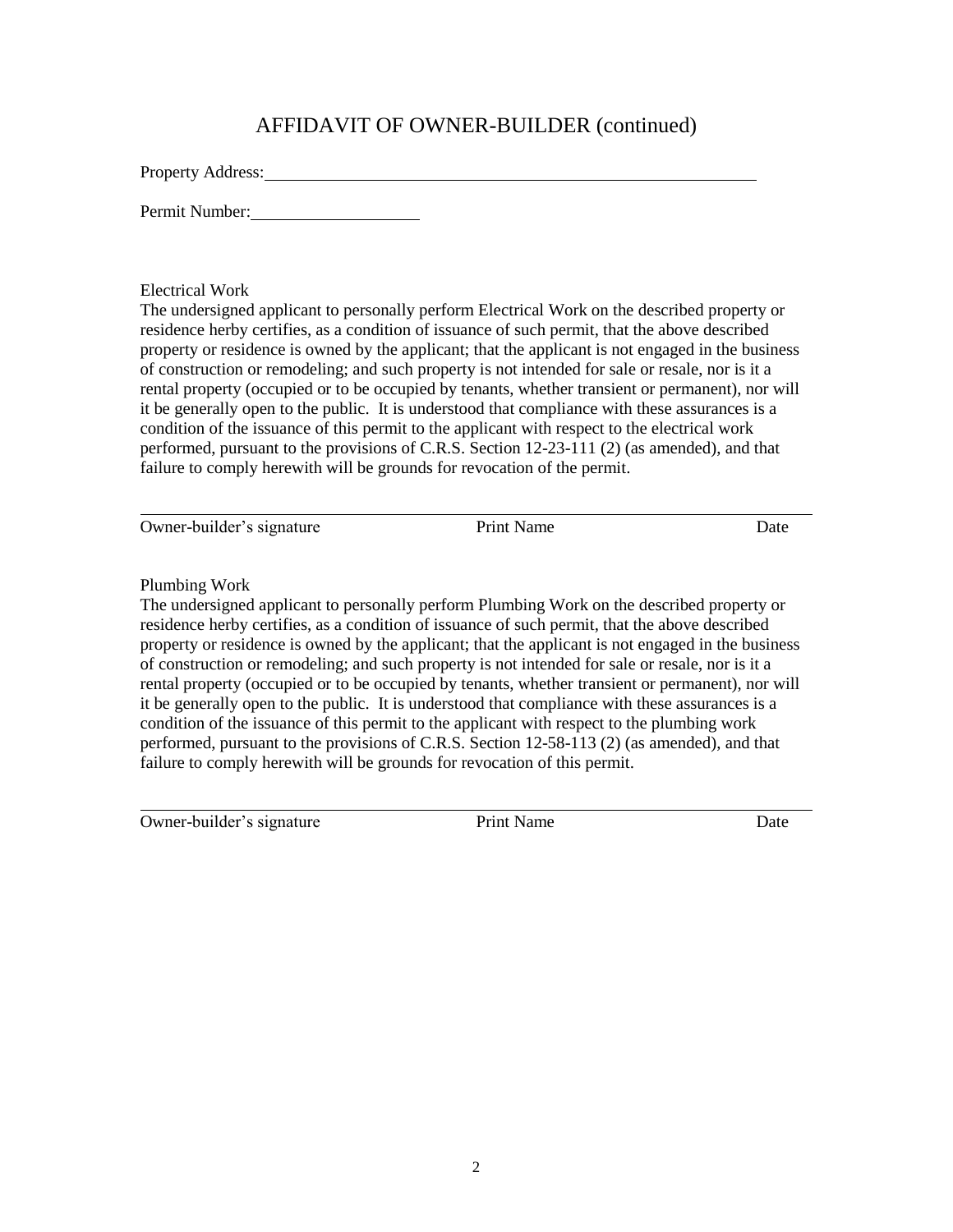# AFFIDAVIT OF OWNER-BUILDER (continued)

Property Address: ____________________________________________

Permit Number: ____________________

Electrical Work

The undersigned applicant to personally perform Electrical Work on the described property or residence herby certifies, as a condition of issuance of such permit, that the above described property or residence is owned by the applicant; that the applicant is not engaged in the business of construction or remodeling; and such property is not intended for sale or resale, nor is it a rental property (occupied or to be occupied by tenants, whether transient or permanent), nor will it be generally open to the public. It is understood that compliance with these assurances is a condition of the issuance of this permit to the applicant with respect to the electrical work performed, pursuant to the provisions of C.R.S. Section 12-23-111 (2) (as amended), and that failure to comply herewith will be grounds for revocation of the permit.

______________________________________________________________________

Owner-builder's signature          Print Name          Date

Plumbing Work

The undersigned applicant to personally perform Plumbing Work on the described property or residence herby certifies, as a condition of issuance of such permit, that the above described property or residence is owned by the applicant; that the applicant is not engaged in the business of construction or remodeling; and such property is not intended for sale or resale, nor is it a rental property (occupied or to be occupied by tenants, whether transient or permanent), nor will it be generally open to the public. It is understood that compliance with these assurances is a condition of the issuance of this permit to the applicant with respect to the plumbing work performed, pursuant to the provisions of C.R.S. Section 12-58-113 (2) (as amended), and that failure to comply herewith will be grounds for revocation of this permit.

______________________________________________________________________

Owner-builder's signature          Print Name          Date